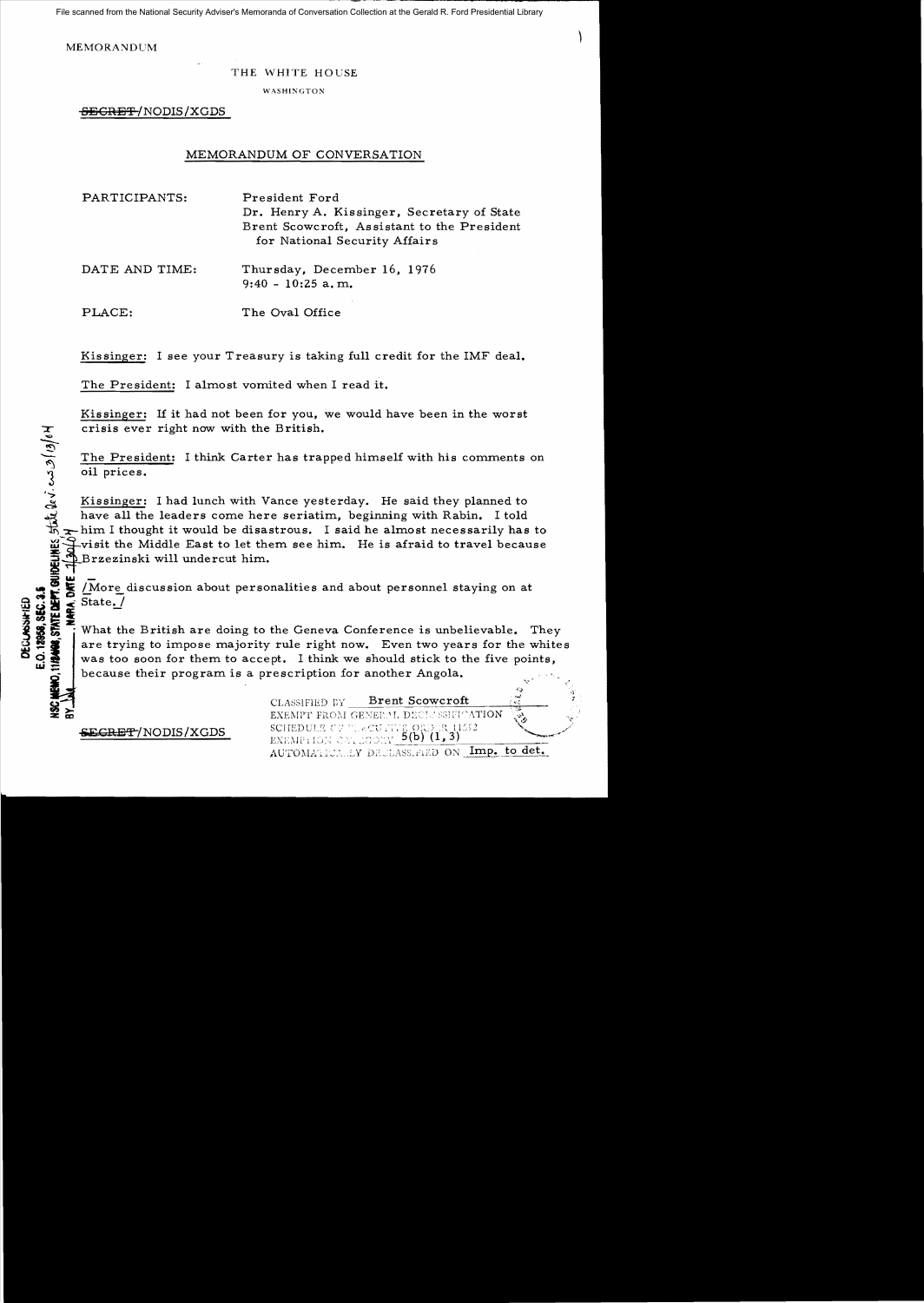File scanned from the National Security Adviser's Memoranda of Conversation Collection at the Gerald R. Ford Presidential Library

MEMORANDUM

THE WHITE HOUSE

WASHINGTON

~~SECRET~~/NODIS/XGDS

## MEMORANDUM OF CONVERSATION

PARTICIPANTS: President Ford
Dr. Henry A. Kissinger, Secretary of State
Brent Scowcroft, Assistant to the President for National Security Affairs

DATE AND TIME: Thursday, December 16, 1976
9:40 - 10:25 a.m.

PLACE: The Oval Office

DECLASSIFIED
E.O. 12958, SEC. 3.5
NSC MEMO, 11/24/98, STATE DEPT. GUIDELINES State Rev. 3/13/04
BY ___ NARA DATE 1/30/04

Kissinger: I see your Treasury is taking full credit for the IMF deal.

The President: I almost vomited when I read it.

Kissinger: If it had not been for you, we would have been in the worst crisis ever right now with the British.

The President: I think Carter has trapped himself with his comments on oil prices.

Kissinger: I had lunch with Vance yesterday. He said they planned to have all the leaders come here seriatim, beginning with Rabin. I told him I thought it would be disastrous. I said he almost necessarily has to visit the Middle East to let them see him. He is afraid to travel because Brzezinski will undercut him.

[More discussion about personalities and about personnel staying on at State.]

What the British are doing to the Geneva Conference is unbelievable. They are trying to impose majority rule right now. Even two years for the whites was too soon for them to accept. I think we should stick to the five points, because their program is a prescription for another Angola.

~~SECRET~~/NODIS/XGDS

CLASSIFIED BY Brent Scowcroft
EXEMPT FROM GENERAL DECLASSIFICATION
SCHEDULE OF EXECUTIVE ORDER 11652
EXEMPTION CATEGORY 5(b) (1, 3)
AUTOMATICALLY DECLASSIFIED ON Imp. to det.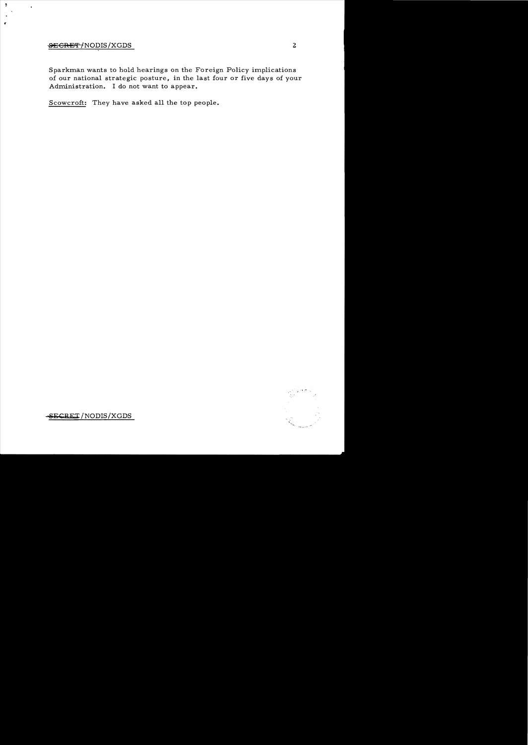Sparkman wants to hold hearings on the Foreign Policy implications of our national strategic posture, in the last four or five days of your Administration. I do not want to appear.

Scowcroft: They have asked all the top people.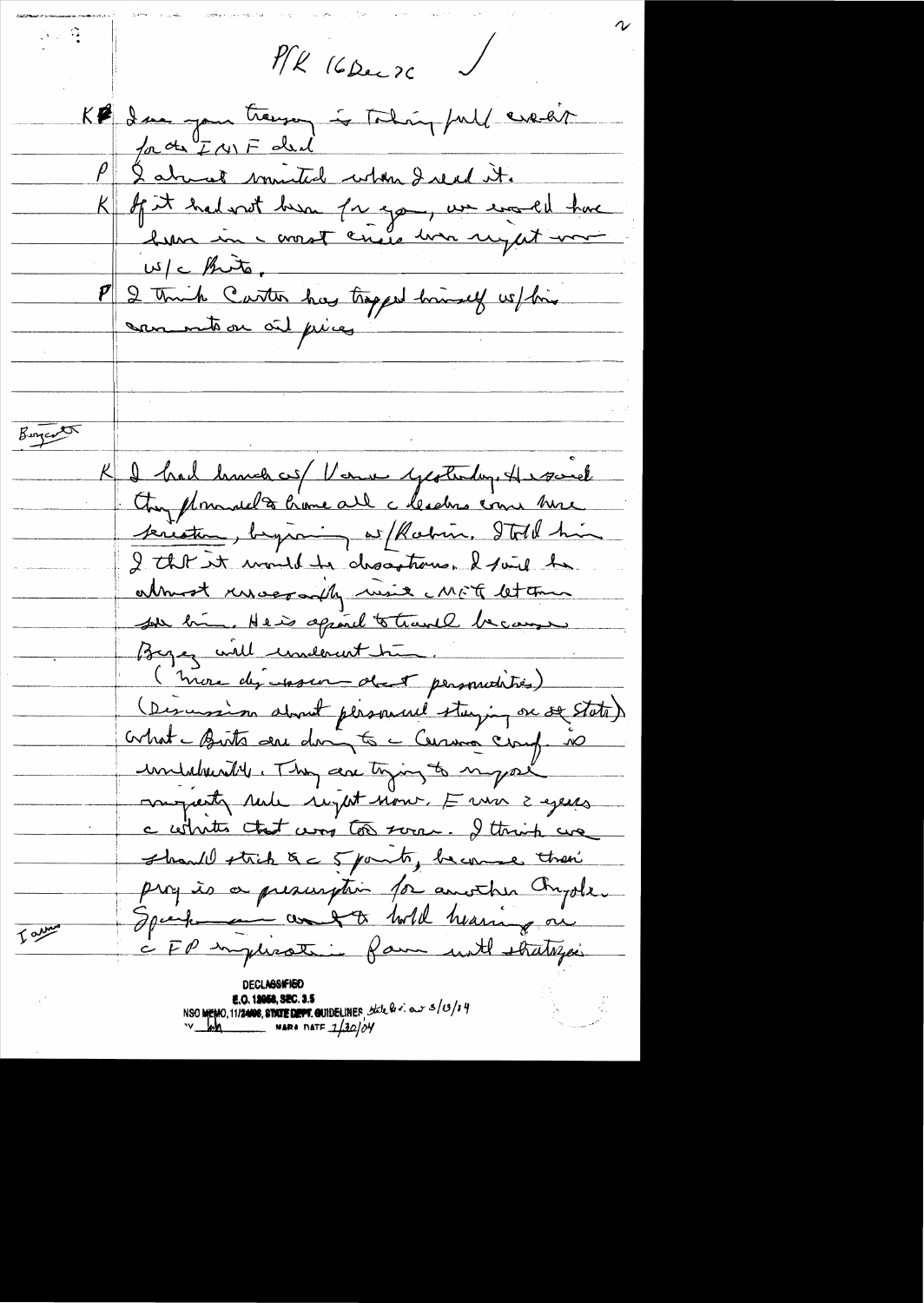P/K 16 Dec 76 ✓

K I see your treasury is taking full credit for the IMF deal

P I almost vomited when I read it.

K If it had not been for you, we would have been in a worst crisis than right now w/ the Brits.

P I think Carter has trapped himself w/ his comments on oil prices

---

Bergsten

K I had lunch w/ Vance yesterday. He said they planned to have all the leaders come here for visits, beginning w/ Rabin. I told him I thought it would be disastrous. I said he almost necessarily must the MFA [?] let them see him. He is afraid to travel because Begin will undercut him.

(More discussion about personalities)

(Discussion about personnel staying on at State)

What the Brits are doing to the Cernoon [?] Conf. is unbelievable. They are trying to impose majority rule right now. Even 2 years the whites thought was too soon. I think we should stick to the 5 points, because their proposal is a prescription for another Angola.

Iowa — Speaker wants to hold hearing on the FP implications [?] farm with strategic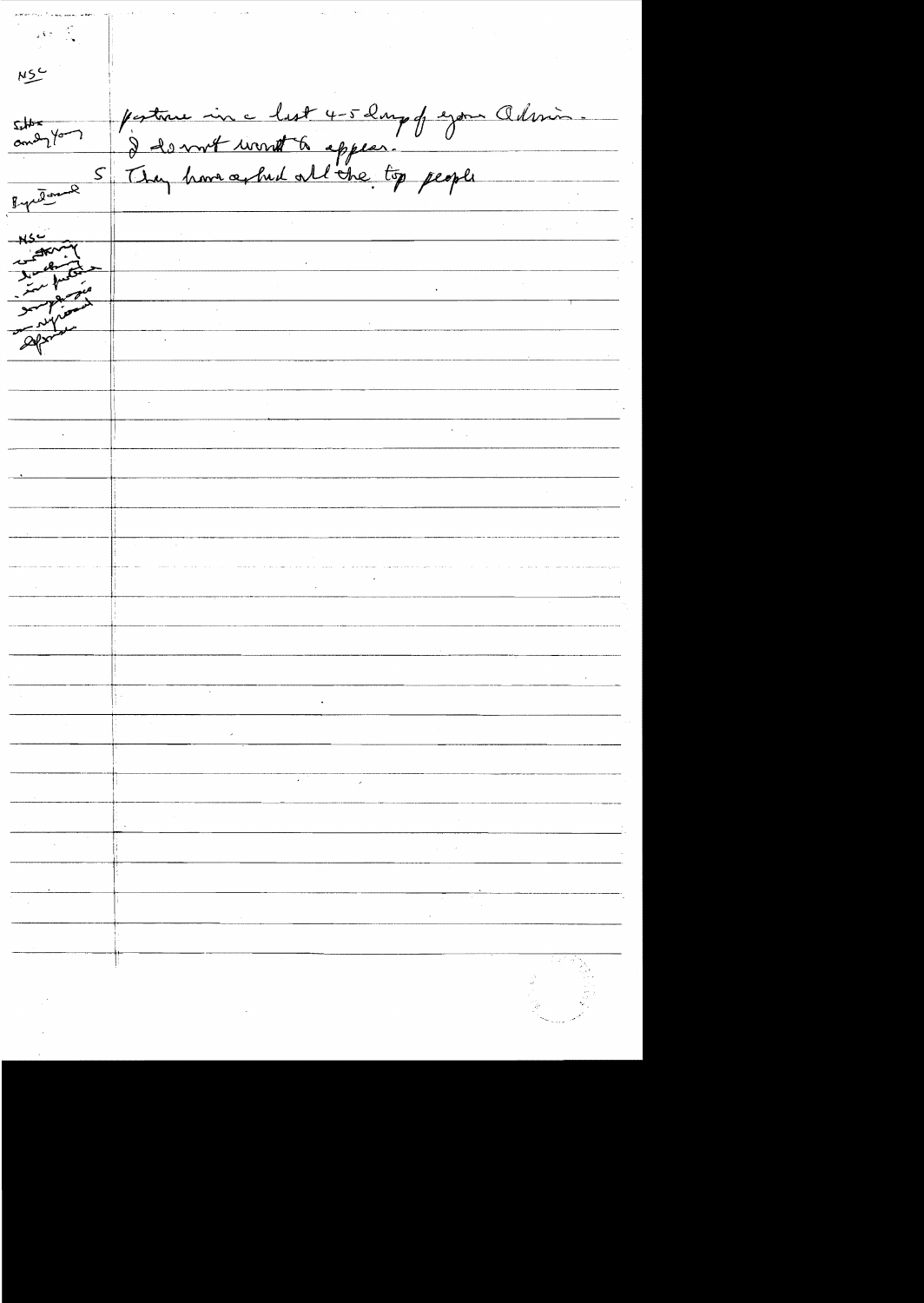NSC

Schl / and Young

Byrd ...

NSC ...

posture in a last 4-5 days of your Admin.
I do not want to appear.
5 They have asked all the top people